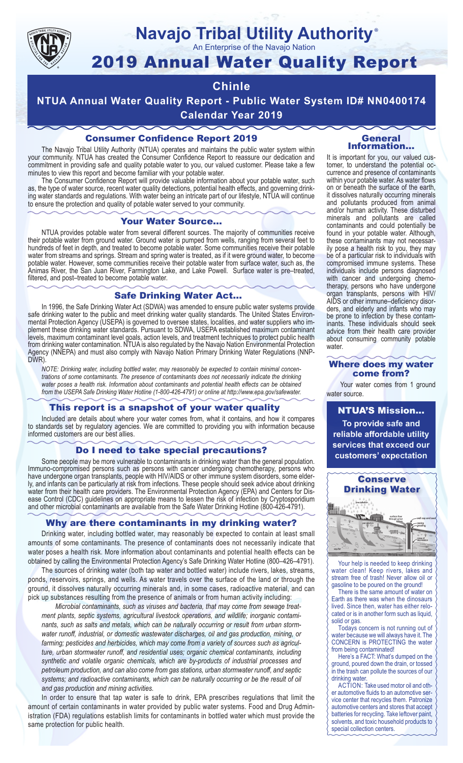# Navajo Tribal Utility Authority®

An Enterprise of the Navajo Nation

# 2019 Annual Water Quality Report

## Chinle

## NTUA Annual Water Quality Report - Public Water System ID# NN0400174

## Calendar Year 2019

### Consumer Confidence Report 2019

The Navajo Tribal Utility Authority (NTUA) operates and maintains the public water system within your community. NTUA has created the Consumer Confidence Report to reassure our dedication and commitment in providing safe and quality potable water to you, our valued customer. Please take a few minutes to view this report and become familiar with your potable water.

The Consumer Confidence Report will provide valuable information about your potable water, such as, the type of water source, recent water quality detections, potential health effects, and governing drinking water standards and regulations. With water being an intricate part of our lifestyle, NTUA will continue to ensure the protection and quality of potable water served to your community.

### Your Water Source…

NTUA provides potable water from several different sources. The majority of communities receive their potable water from ground water. Ground water is pumped from wells, ranging from several feet to hundreds of feet in depth, and treated to become potable water. Some communities receive their potable water from streams and springs. Stream and spring water is treated, as if it were ground water, to become potable water. However, some communities receive their potable water from surface water, such as, the Animas River, the San Juan River, Farmington Lake, and Lake Powell. Surface water is pre–treated, filtered, and post–treated to become potable water.

### Safe Drinking Water Act…

In 1996, the Safe Drinking Water Act (SDWA) was amended to ensure public water systems provide safe drinking water to the public and meet drinking water quality standards. The United States Environmental Protection Agency (USEPA) is governed to oversee states, localities, and water suppliers who implement these drinking water standards. Pursuant to SDWA, USEPA established maximum contaminant levels, maximum contaminant level goals, action levels, and treatment techniques to protect public health from drinking water contamination. NTUA is also regulated by the Navajo Nation Environmental Protection Agency (NNEPA) and must also comply with Navajo Nation Primary Drinking Water Regulations (NNPDWR).

*NOTE: Drinking water, including bottled water, may reasonably be expected to contain minimal concentrations of some contaminants. The presence of contaminants does not necessarily indicate the drinking water poses a health risk. Information about contaminants and potential health effects can be obtained from the USEPA Safe Drinking Water Hotline (1-800-426-4791) or online at http://www.epa.gov/safewater.*

### This report is a snapshot of your water quality

Included are details about where your water comes from, what it contains, and how it compares to standards set by regulatory agencies. We are committed to providing you with information because informed customers are our best allies.

### Do I need to take special precautions?

Some people may be more vulnerable to contaminants in drinking water than the general population. Immuno-compromised persons such as persons with cancer undergoing chemotherapy, persons who have undergone organ transplants, people with HIV/AIDS or other immune system disorders, some elderly, and infants can be particularly at risk from infections. These people should seek advice about drinking water from their health care providers. The Environmental Protection Agency (EPA) and Centers for Disease Control (CDC) guidelines on appropriate means to lessen the risk of infection by Cryptosporidium and other microbial contaminants are available from the Safe Water Drinking Hotline (800-426-4791).

### Why are there contaminants in my drinking water?

Drinking water, including bottled water, may reasonably be expected to contain at least small amounts of some contaminants. The presence of contaminants does not necessarily indicate that water poses a health risk. More information about contaminants and potential health effects can be obtained by calling the Environmental Protection Agency's Safe Drinking Water Hotline (800–426–4791).

The sources of drinking water (both tap water and bottled water) include rivers, lakes, streams, ponds, reservoirs, springs, and wells. As water travels over the surface of the land or through the ground, it dissolves naturally occurring minerals and, in some cases, radioactive material, and can pick up substances resulting from the presence of animals or from human activity including:

*Microbial contaminants, such as viruses and bacteria, that may come from sewage treatment plants, septic systems, agricultural livestock operations, and wildlife; inorganic contaminants, such as salts and metals, which can be naturally occurring or result from urban stormwater runoff, industrial, or domestic wastewater discharges, oil and gas production, mining, or farming; pesticides and herbicides, which may come from a variety of sources such as agriculture, urban stormwater runoff, and residential uses; organic chemical contaminants, including synthetic and volatile organic chemicals, which are by-products of industrial processes and petroleum production, and can also come from gas stations, urban stormwater runoff, and septic systems; and radioactive contaminants, which can be naturally occurring or be the result of oil and gas production and mining activities.*

In order to ensure that tap water is safe to drink, EPA prescribes regulations that limit the amount of certain contaminants in water provided by public water systems. Food and Drug Administration (FDA) regulations establish limits for contaminants in bottled water which must provide the same protection for public health.

### General Information…

It is important for you, our valued customer, to understand the potential occurrence and presence of contaminants within your potable water. As water flows on or beneath the surface of the earth, it dissolves naturally occurring minerals and pollutants produced from animal and/or human activity. These disturbed minerals and pollutants are called contaminants and could potentially be found in your potable water. Although, these contaminants may not necessarily pose a health risk to you, they may be of a particular risk to individuals with compromised immune systems. These individuals include persons diagnosed with cancer and undergoing chemotherapy, persons who have undergone organ transplants, persons with HIV/AIDS or other immune–deficiency disorders, and elderly and infants who may be prone to infection by these contaminants. These individuals should seek advice from their health care provider about consuming community potable water.

### Where does my water come from?

Your water comes from 1 ground water source.

### NTUA'S Mission…

**To provide safe and reliable affordable utility services that exceed our customers' expectation**

### Conserve Drinking Water

Your help is needed to keep drinking water clean! Keep rivers, lakes and stream free of trash! Never allow oil or gasoline to be poured on the ground!

There is the same amount of water on Earth as there was when the dinosaurs lived. Since then, water has either relocated or is in another form such as liquid, solid or gas.

Todays concern is not running out of water because we will always have it. The CONCERN is PROTECTING the water from being contaminated!

Here's a FACT: What's dumped on the ground, poured down the drain, or tossed in the trash can pollute the sources of our drinking water.

ACTION: Take used motor oil and other automotive fluids to an automotive service center that recycles them. Patronize automotive centers and stores that accept batteries for recycling. Take leftover paint, solvents, and toxic household products to special collection centers.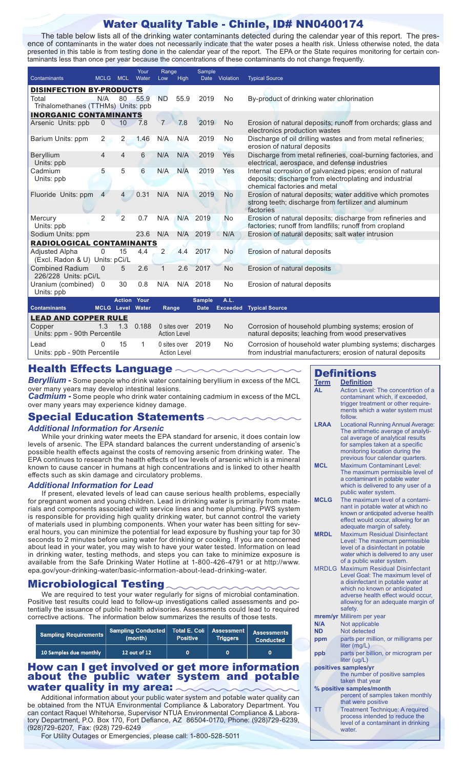# Water Quality Table - Chinle, ID# NN0400174

The table below lists all of the drinking water contaminants detected during the calendar year of this report. The presence of contaminants in the water does not necessarily indicate that the water poses a health risk. Unless otherwise noted, the data presented in this table is from testing done in the calendar year of the report. The EPA or the State requires monitoring for certain contaminants less than once per year because the concentrations of these contaminants do not change frequently.

| Contaminants | MCLG | MCL | Your Water | Range Low | Range High | Sample Date | Violation | Typical Source |
|---|---|---|---|---|---|---|---|---|
| **DISINFECTION BY-PRODUCTS** | | | | | | | | |
| Total Trihalomethanes (TTHMs) Units: ppb | N/A | 80 | 55.9 | ND | 55.9 | 2019 | No | By-product of drinking water chlorination |
| **INORGANIC CONTAMINANTS** | | | | | | | | |
| Arsenic Units: ppb | 0 | 10 | 7.8 | 7 | 7.8 | 2019 | No | Erosion of natural deposits; runoff from orchards; glass and electronics production wastes |
| Barium Units: ppm | 2 | 2 | 1.46 | N/A | N/A | 2019 | No | Discharge of oil drilling wastes and from metal refineries; erosion of natural deposits |
| Beryllium Units: ppb | 4 | 4 | 6 | N/A | N/A | 2019 | Yes | Discharge from metal refineries, coal-burning factories, and electrical, aerospace, and defense industries |
| Cadmium Units: ppb | 5 | 5 | 6 | N/A | N/A | 2019 | Yes | Internal corrosion of galvanized pipes; erosion of natural deposits; discharge from electroplating and industrial chemical factories and metal |
| Fluoride Units: ppm | 4 | 4 | 0.31 | N/A | N/A | 2019 | No | Erosion of natural deposits; water additive which promotes strong teeth; discharge from fertilizer and aluminum factories |
| Mercury Units: ppb | 2 | 2 | 0.7 | N/A | N/A | 2019 | No | Erosion of natural deposits; discharge from refineries and factories; runoff from landfills; runoff from cropland |
| Sodium Units: ppm | | | 23.6 | N/A | N/A | 2019 | N/A | Erosion of natural deposits; salt water intrusion |
| **RADIOLOGICAL CONTAMINANTS** | | | | | | | | |
| Adjusted Alpha (Excl. Radon & U) Units: pCi/L | 0 | 15 | 4.4 | 2 | 4.4 | 2017 | No | Erosion of natural deposits |
| Combined Radium 226/228 Units: pCi/L | 0 | 5 | 2.6 | 1 | 2.6 | 2017 | No | Erosion of natural deposits |
| Uranium (combined) Units: ppb | 0 | 30 | 0.8 | N/A | N/A | 2018 | No | Erosion of natural deposits |

| Contaminants | MCLG | Action Level | Your Water | Range | Sample Date | A.L. Exceeded | Typical Source |
|---|---|---|---|---|---|---|---|
| **LEAD AND COPPER RULE** | | | | | | | |
| Copper Units: ppm - 90th Percentile | 1.3 | 1.3 | 0.188 | 0 sites over Action Level | 2019 | No | Corrosion of household plumbing systems; erosion of natural deposits; leaching from wood preservatives |
| Lead Units: ppb - 90th Percentile | 0 | 15 | 1 | 0 sites over Action Level | 2019 | No | Corrosion of household water plumbing systems; discharges from industrial manufacturers; erosion of natural deposits |

## Health Effects Language

***Beryllium -*** Some people who drink water containing beryllium in excess of the MCL over many years may develop intestinal lesions.

***Cadmium -*** Some people who drink water containing cadmium in excess of the MCL over many years may experience kidney damage.

## Special Education Statements

### *Additional Information for Arsenic*

While your drinking water meets the EPA standard for arsenic, it does contain low levels of arsenic. The EPA standard balances the current understanding of arsenic's possible health effects against the costs of removing arsenic from drinking water. The EPA continues to research the health effects of low levels of arsenic which is a mineral known to cause cancer in humans at high concentrations and is linked to other health effects such as skin damage and circulatory problems.

### *Additional Information for Lead*

If present, elevated levels of lead can cause serious health problems, especially for pregnant women and young children. Lead in drinking water is primarily from materials and components associated with service lines and home plumbing. PWS system is responsible for providing high quality drinking water, but cannot control the variety of materials used in plumbing components. When your water has been sitting for several hours, you can minimize the potential for lead exposure by flushing your tap for 30 seconds to 2 minutes before using water for drinking or cooking. If you are concerned about lead in your water, you may wish to have your water tested. Information on lead in drinking water, testing methods, and steps you can take to minimize exposure is available from the Safe Drinking Water Hotline at 1-800-426-4791 or at http://www.epa.gov/your-drinking-water/basic-information-about-lead-drinking-water.

## Microbiological Testing

We are required to test your water regularly for signs of microbial contamination. Positive test results could lead to follow-up investigations called assessments and potentially the issuance of public health advisories. Assessments could lead to required corrective actions. The information below summarizes the results of those tests.

| Sampling Requirements | Sampling Conducted (month) | Total E. Coli Positive | Assessment Triggers | Assessments Conducted |
|---|---|---|---|---|
| 10 Samples due monthly | 12 out of 12 | 0 | 0 | 0 |

## How can I get involved or get more information about the public water system and potable water quality in my area:

Additional information about your public water system and potable water quality can be obtained from the NTUA Environmental Compliance & Laboratory Department. You can contact Raquel Whitehorse, Supervisor NTUA Environmental Compliance & Laboratory Department, P.O. Box 170, Fort Defiance, AZ 86504-0170, Phone: (928)729-6239, (928)729-6207, Fax: (928) 729-6249

For Utility Outages or Emergencies, please call: 1-800-528-5011

## Definitions

| Term | Definition |
|---|---|
| **AL** | Action Level: The concentrtion of a contaminant which, if exceeded, trigger treatment or other requirements which a water system must follow. |
| **LRAA** | Locational Running Annual Average: The arithmetic average of analytical results for samples taken at a specific monitoring location during the previous four calendar quarters. |
| **MCL** | Maximum Contaminant Level: The maximum permissible level of a contaminant in potable water which is delivered to any user of a public water system. |
| **MCLG** | The maximum level of a contaminant in potable water at which no known or anticipated adverse health effect would occur, allowing for an adequate margin of safety. |
| **MRDL** | Maximum Residual Disinfectant Level: The maximum permissible level of a disinfectant in potable water which is delivered to any user of a public water system. |
| **MRDLG** | Maximum Residual Disinfectant Level Goal: The maximum level of a disinfectant in potable water at which no known or anticipated adverse health effect would occur, allowing for an adequate margin of safety. |
| **mrem/yr** | Millirem per year |
| **N/A** | Not applicable |
| **ND** | Not detected |
| **ppm** | parts per million, or milligrams per liter (mg/L) |
| **ppb** | parts per billion, or microgram per liter (ug/L) |
| **positives samples/yr** | the number of positive samples taken that year |
| **% positive samples/month** | percent of samples taken monthly that were positive |
| **TT** | Treatment Technique: A required process intended to reduce the level of a contaminant in drinking water. |